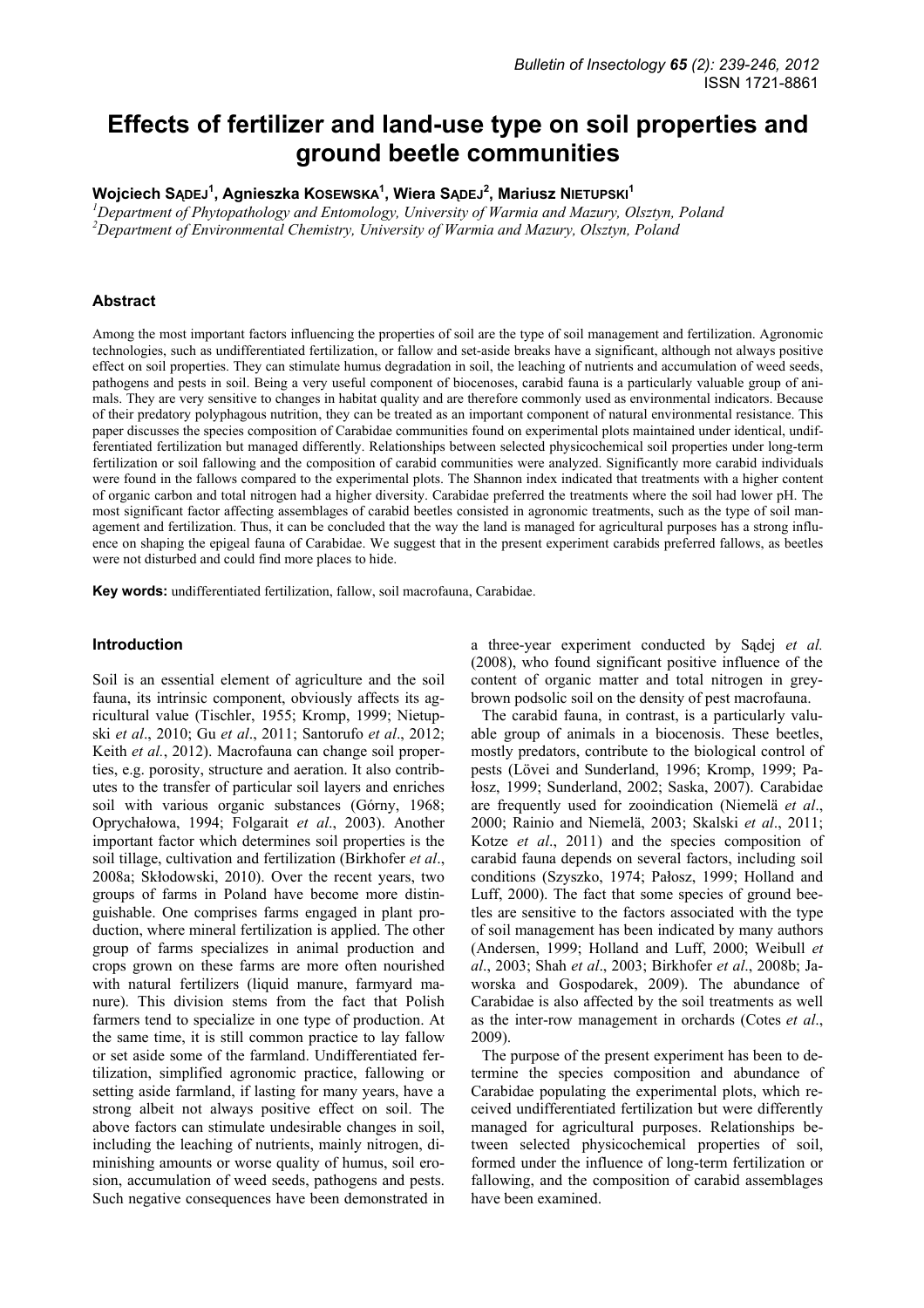# Effects of fertilizer and land-use type on soil properties and ground beetle communities

**Wojciech SĄDEJ[1], Agnieszka KOSEWSKA[1], Wiera SĄDEJ[2], Mariusz NIETUPSKI[1]**

[1]*Department of Phytopathology and Entomology, University of Warmia and Mazury, Olsztyn, Poland*
[2]*Department of Environmental Chemistry, University of Warmia and Mazury, Olsztyn, Poland*

## Abstract

Among the most important factors influencing the properties of soil are the type of soil management and fertilization. Agronomic technologies, such as undifferentiated fertilization, or fallow and set-aside breaks have a significant, although not always positive effect on soil properties. They can stimulate humus degradation in soil, the leaching of nutrients and accumulation of weed seeds, pathogens and pests in soil. Being a very useful component of biocenoses, carabid fauna is a particularly valuable group of animals. They are very sensitive to changes in habitat quality and are therefore commonly used as environmental indicators. Because of their predatory polyphagous nutrition, they can be treated as an important component of natural environmental resistance. This paper discusses the species composition of Carabidae communities found on experimental plots maintained under identical, undifferentiated fertilization but managed differently. Relationships between selected physicochemical soil properties under long-term fertilization or soil fallowing and the composition of carabid communities were analyzed. Significantly more carabid individuals were found in the fallows compared to the experimental plots. The Shannon index indicated that treatments with a higher content of organic carbon and total nitrogen had a higher diversity. Carabidae preferred the treatments where the soil had lower pH. The most significant factor affecting assemblages of carabid beetles consisted in agronomic treatments, such as the type of soil management and fertilization. Thus, it can be concluded that the way the land is managed for agricultural purposes has a strong influence on shaping the epigeal fauna of Carabidae. We suggest that in the present experiment carabids preferred fallows, as beetles were not disturbed and could find more places to hide.

**Key words:** undifferentiated fertilization, fallow, soil macrofauna, Carabidae.

## Introduction

Soil is an essential element of agriculture and the soil fauna, its intrinsic component, obviously affects its agricultural value (Tischler, 1955; Kromp, 1999; Nietupski *et al*., 2010; Gu *et al*., 2011; Santorufo *et al*., 2012; Keith *et al.*, 2012). Macrofauna can change soil properties, e.g. porosity, structure and aeration. It also contributes to the transfer of particular soil layers and enriches soil with various organic substances (Górny, 1968; Oprychałowa, 1994; Folgarait *et al*., 2003). Another important factor which determines soil properties is the soil tillage, cultivation and fertilization (Birkhofer *et al*., 2008a; Skłodowski, 2010). Over the recent years, two groups of farms in Poland have become more distinguishable. One comprises farms engaged in plant production, where mineral fertilization is applied. The other group of farms specializes in animal production and crops grown on these farms are more often nourished with natural fertilizers (liquid manure, farmyard manure). This division stems from the fact that Polish farmers tend to specialize in one type of production. At the same time, it is still common practice to lay fallow or set aside some of the farmland. Undifferentiated fertilization, simplified agronomic practice, fallowing or setting aside farmland, if lasting for many years, have a strong albeit not always positive effect on soil. The above factors can stimulate undesirable changes in soil, including the leaching of nutrients, mainly nitrogen, diminishing amounts or worse quality of humus, soil erosion, accumulation of weed seeds, pathogens and pests. Such negative consequences have been demonstrated in a three-year experiment conducted by Sądej *et al.* (2008), who found significant positive influence of the content of organic matter and total nitrogen in grey-brown podsolic soil on the density of pest macrofauna.

The carabid fauna, in contrast, is a particularly valuable group of animals in a biocenosis. These beetles, mostly predators, contribute to the biological control of pests (Lövei and Sunderland, 1996; Kromp, 1999; Pałosz, 1999; Sunderland, 2002; Saska, 2007). Carabidae are frequently used for zooindication (Niemelä *et al*., 2000; Rainio and Niemelä, 2003; Skalski *et al*., 2011; Kotze *et al*., 2011) and the species composition of carabid fauna depends on several factors, including soil conditions (Szyszko, 1974; Pałosz, 1999; Holland and Luff, 2000). The fact that some species of ground beetles are sensitive to the factors associated with the type of soil management has been indicated by many authors (Andersen, 1999; Holland and Luff, 2000; Weibull *et al*., 2003; Shah *et al*., 2003; Birkhofer *et al*., 2008b; Jaworska and Gospodarek, 2009). The abundance of Carabidae is also affected by the soil treatments as well as the inter-row management in orchards (Cotes *et al*., 2009).

The purpose of the present experiment has been to determine the species composition and abundance of Carabidae populating the experimental plots, which received undifferentiated fertilization but were differently managed for agricultural purposes. Relationships between selected physicochemical properties of soil, formed under the influence of long-term fertilization or fallowing, and the composition of carabid assemblages have been examined.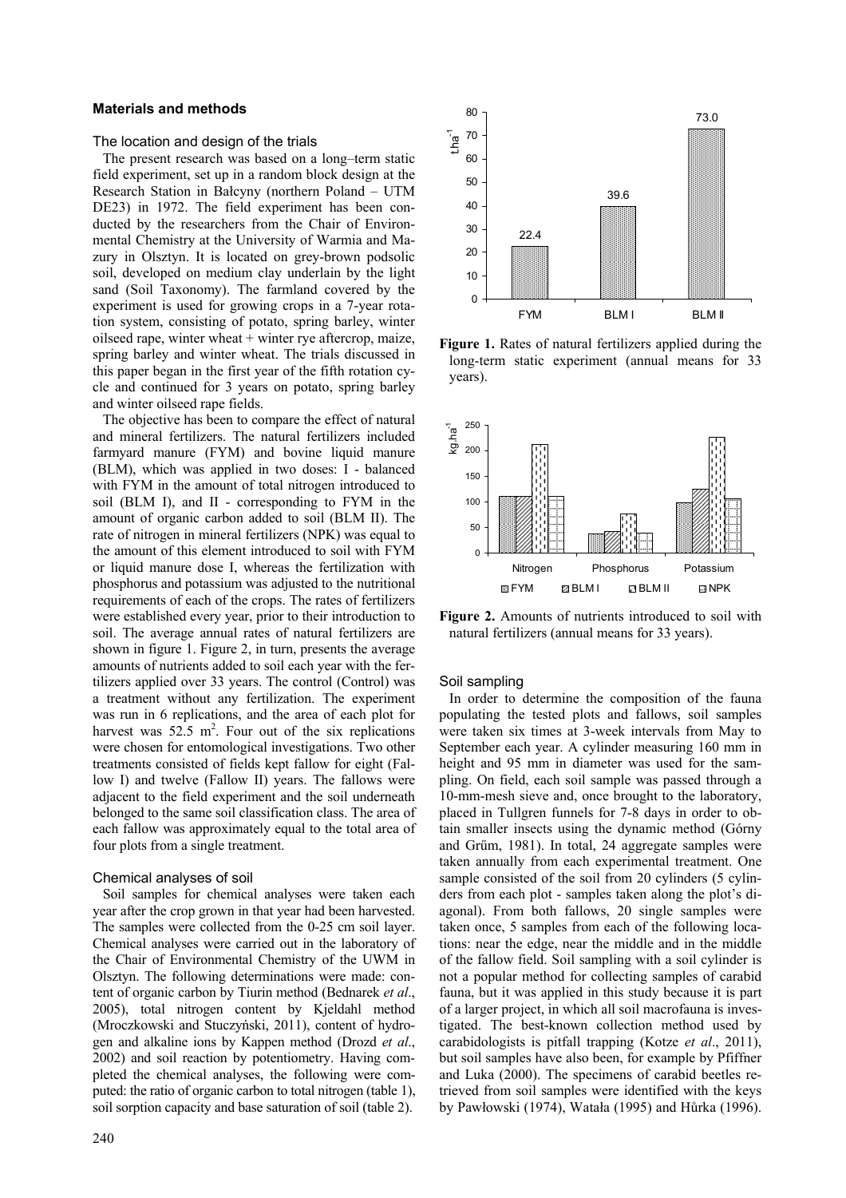## Materials and methods

### The location and design of the trials

The present research was based on a long–term static field experiment, set up in a random block design at the Research Station in Bałcyny (northern Poland – UTM DE23) in 1972. The field experiment has been conducted by the researchers from the Chair of Environmental Chemistry at the University of Warmia and Mazury in Olsztyn. It is located on grey-brown podsolic soil, developed on medium clay underlain by the light sand (Soil Taxonomy). The farmland covered by the experiment is used for growing crops in a 7-year rotation system, consisting of potato, spring barley, winter oilseed rape, winter wheat + winter rye aftercrop, maize, spring barley and winter wheat. The trials discussed in this paper began in the first year of the fifth rotation cycle and continued for 3 years on potato, spring barley and winter oilseed rape fields.

The objective has been to compare the effect of natural and mineral fertilizers. The natural fertilizers included farmyard manure (FYM) and bovine liquid manure (BLM), which was applied in two doses: I - balanced with FYM in the amount of total nitrogen introduced to soil (BLM I), and II - corresponding to FYM in the amount of organic carbon added to soil (BLM II). The rate of nitrogen in mineral fertilizers (NPK) was equal to the amount of this element introduced to soil with FYM or liquid manure dose I, whereas the fertilization with phosphorus and potassium was adjusted to the nutritional requirements of each of the crops. The rates of fertilizers were established every year, prior to their introduction to soil. The average annual rates of natural fertilizers are shown in figure 1. Figure 2, in turn, presents the average amounts of nutrients added to soil each year with the fertilizers applied over 33 years. The control (Control) was a treatment without any fertilization. The experiment was run in 6 replications, and the area of each plot for harvest was 52.5 $m^2$. Four out of the six replications were chosen for entomological investigations. Two other treatments consisted of fields kept fallow for eight (Fallow I) and twelve (Fallow II) years. The fallows were adjacent to the field experiment and the soil underneath belonged to the same soil classification class. The area of each fallow was approximately equal to the total area of four plots from a single treatment.

### Chemical analyses of soil

Soil samples for chemical analyses were taken each year after the crop grown in that year had been harvested. The samples were collected from the 0-25 cm soil layer. Chemical analyses were carried out in the laboratory of the Chair of Environmental Chemistry of the UWM in Olsztyn. The following determinations were made: content of organic carbon by Tiurin method (Bednarek *et al*., 2005), total nitrogen content by Kjeldahl method (Mroczkowski and Stuczyński, 2011), content of hydrogen and alkaline ions by Kappen method (Drozd *et al*., 2002) and soil reaction by potentiometry. Having completed the chemical analyses, the following were computed: the ratio of organic carbon to total nitrogen (table 1), soil sorption capacity and base saturation of soil (table 2).

| | FYM | BLM I | BLM II |
|---|---|---|---|
| $t.ha^{-1}$ | 22.4 | 39.6 | 73.0 |

**Figure 1.** Rates of natural fertilizers applied during the long-term static experiment (annual means for 33 years).

**Figure 2.** Amounts of nutrients introduced to soil with natural fertilizers (annual means for 33 years).

### Soil sampling

In order to determine the composition of the fauna populating the tested plots and fallows, soil samples were taken six times at 3-week intervals from May to September each year. A cylinder measuring 160 mm in height and 95 mm in diameter was used for the sampling. On field, each soil sample was passed through a 10-mm-mesh sieve and, once brought to the laboratory, placed in Tullgren funnels for 7-8 days in order to obtain smaller insects using the dynamic method (Górny and Grűm, 1981). In total, 24 aggregate samples were taken annually from each experimental treatment. One sample consisted of the soil from 20 cylinders (5 cylinders from each plot - samples taken along the plot's diagonal). From both fallows, 20 single samples were taken once, 5 samples from each of the following locations: near the edge, near the middle and in the middle of the fallow field. Soil sampling with a soil cylinder is not a popular method for collecting samples of carabid fauna, but it was applied in this study because it is part of a larger project, in which all soil macrofauna is investigated. The best-known collection method used by carabidologists is pitfall trapping (Kotze *et al*., 2011), but soil samples have also been, for example by Pfiffner and Luka (2000). The specimens of carabid beetles retrieved from soil samples were identified with the keys by Pawłowski (1974), Watała (1995) and Hůrka (1996).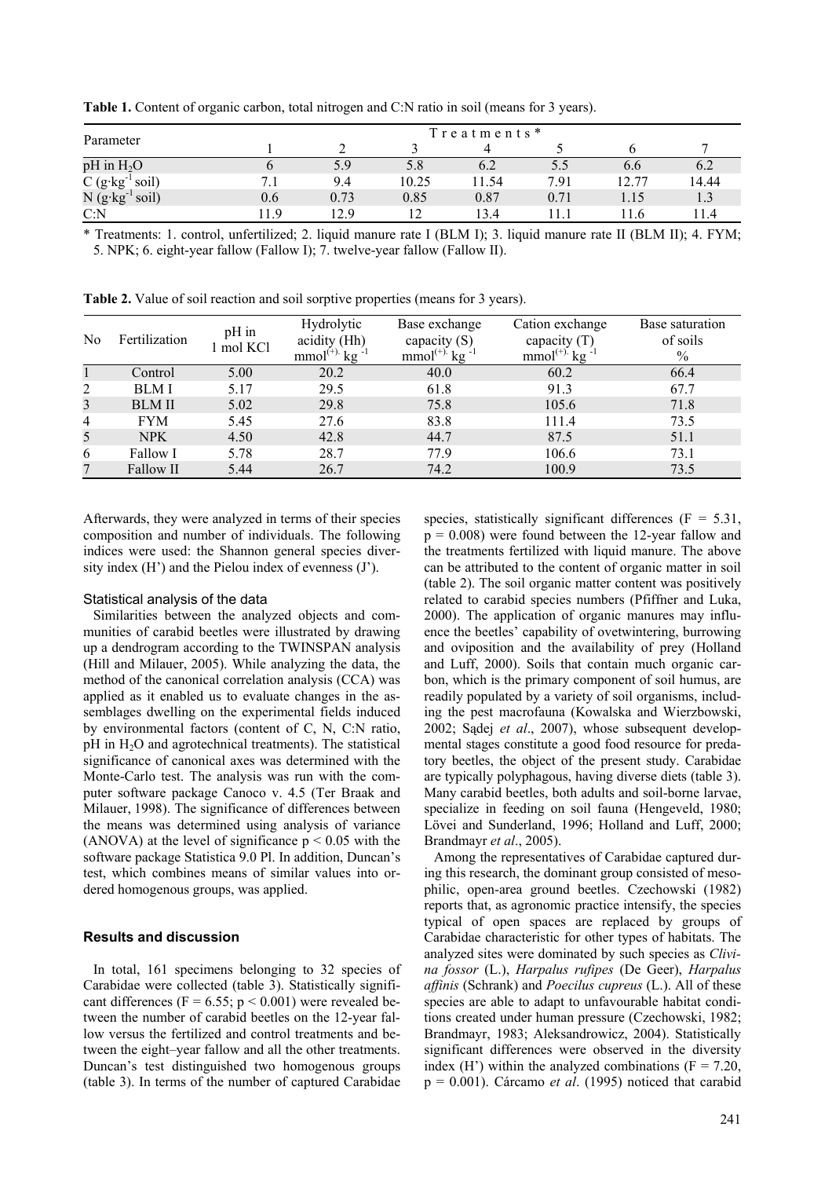**Table 1.** Content of organic carbon, total nitrogen and C:N ratio in soil (means for 3 years).

| Parameter | Treatments* | | | | | | |
|---|---|---|---|---|---|---|---|
| | 1 | 2 | 3 | 4 | 5 | 6 | 7 |
| pH in $H_2O$ | 6 | 5.9 | 5.8 | 6.2 | 5.5 | 6.6 | 6.2 |
| C ($g \cdot kg^{-1}$ soil) | 7.1 | 9.4 | 10.25 | 11.54 | 7.91 | 12.77 | 14.44 |
| N ($g \cdot kg^{-1}$ soil) | 0.6 | 0.73 | 0.85 | 0.87 | 0.71 | 1.15 | 1.3 |
| C:N | 11.9 | 12.9 | 12 | 13.4 | 11.1 | 11.6 | 11.4 |

\* Treatments: 1. control, unfertilized; 2. liquid manure rate I (BLM I); 3. liquid manure rate II (BLM II); 4. FYM; 5. NPK; 6. eight-year fallow (Fallow I); 7. twelve-year fallow (Fallow II).

**Table 2.** Value of soil reaction and soil sorptive properties (means for 3 years).

| No | Fertilization | pH in 1 mol KCl | Hydrolytic acidity (Hh) $mmol^{(+)} \cdot kg^{-1}$ | Base exchange capacity (S) $mmol^{(+)} \cdot kg^{-1}$ | Cation exchange capacity (T) $mmol^{(+)} \cdot kg^{-1}$ | Base saturation of soils % |
|---|---|---|---|---|---|---|
| 1 | Control | 5.00 | 20.2 | 40.0 | 60.2 | 66.4 |
| 2 | BLM I | 5.17 | 29.5 | 61.8 | 91.3 | 67.7 |
| 3 | BLM II | 5.02 | 29.8 | 75.8 | 105.6 | 71.8 |
| 4 | FYM | 5.45 | 27.6 | 83.8 | 111.4 | 73.5 |
| 5 | NPK | 4.50 | 42.8 | 44.7 | 87.5 | 51.1 |
| 6 | Fallow I | 5.78 | 28.7 | 77.9 | 106.6 | 73.1 |
| 7 | Fallow II | 5.44 | 26.7 | 74.2 | 100.9 | 73.5 |

Afterwards, they were analyzed in terms of their species composition and number of individuals. The following indices were used: the Shannon general species diversity index (H') and the Pielou index of evenness (J').

### Statistical analysis of the data

Similarities between the analyzed objects and communities of carabid beetles were illustrated by drawing up a dendrogram according to the TWINSPAN analysis (Hill and Milauer, 2005). While analyzing the data, the method of the canonical correlation analysis (CCA) was applied as it enabled us to evaluate changes in the assemblages dwelling on the experimental fields induced by environmental factors (content of C, N, C:N ratio, pH in $H_2O$ and agrotechnical treatments). The statistical significance of canonical axes was determined with the Monte-Carlo test. The analysis was run with the computer software package Canoco v. 4.5 (Ter Braak and Milauer, 1998). The significance of differences between the means was determined using analysis of variance (ANOVA) at the level of significance $p < 0.05$ with the software package Statistica 9.0 Pl. In addition, Duncan's test, which combines means of similar values into ordered homogenous groups, was applied.

## Results and discussion

In total, 161 specimens belonging to 32 species of Carabidae were collected (table 3). Statistically significant differences ($F = 6.55$; $p < 0.001$) were revealed between the number of carabid beetles on the 12-year fallow versus the fertilized and control treatments and between the eight–year fallow and all the other treatments. Duncan's test distinguished two homogenous groups (table 3). In terms of the number of captured Carabidae species, statistically significant differences ($F = 5.31$, $p = 0.008$) were found between the 12-year fallow and the treatments fertilized with liquid manure. The above can be attributed to the content of organic matter in soil (table 2). The soil organic matter content was positively related to carabid species numbers (Pfiffner and Luka, 2000). The application of organic manures may influence the beetles' capability of ovetwintering, burrowing and oviposition and the availability of prey (Holland and Luff, 2000). Soils that contain much organic carbon, which is the primary component of soil humus, are readily populated by a variety of soil organisms, including the pest macrofauna (Kowalska and Wierzbowski, 2002; Sądej *et al*., 2007), whose subsequent developmental stages constitute a good food resource for predatory beetles, the object of the present study. Carabidae are typically polyphagous, having diverse diets (table 3). Many carabid beetles, both adults and soil-borne larvae, specialize in feeding on soil fauna (Hengeveld, 1980; Lövei and Sunderland, 1996; Holland and Luff, 2000; Brandmayr *et al*., 2005).

Among the representatives of Carabidae captured during this research, the dominant group consisted of mesophilic, open-area ground beetles. Czechowski (1982) reports that, as agronomic practice intensify, the species typical of open spaces are replaced by groups of Carabidae characteristic for other types of habitats. The analyzed sites were dominated by such species as *Clivina fossor* (L.), *Harpalus rufipes* (De Geer), *Harpalus affinis* (Schrank) and *Poecilus cupreus* (L.). All of these species are able to adapt to unfavourable habitat conditions created under human pressure (Czechowski, 1982; Brandmayr, 1983; Aleksandrowicz, 2004). Statistically significant differences were observed in the diversity index (H') within the analyzed combinations ($F = 7.20$, $p = 0.001$). Cárcamo *et al*. (1995) noticed that carabid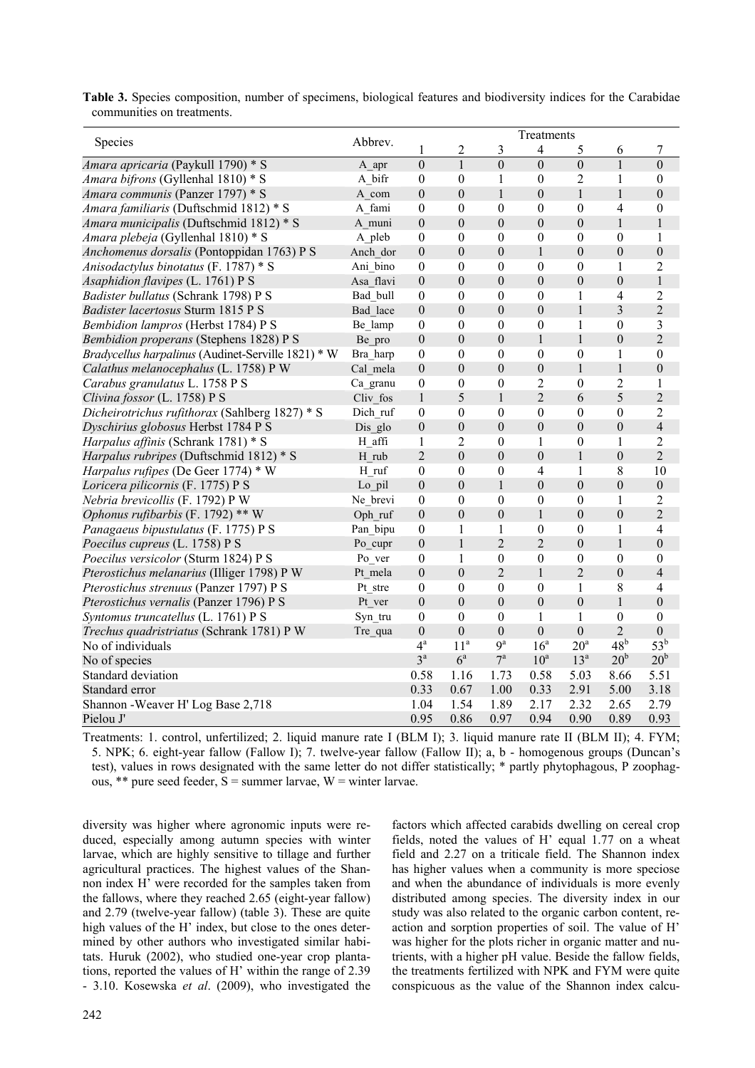**Table 3.** Species composition, number of specimens, biological features and biodiversity indices for the Carabidae communities on treatments.

| Species | Abbrev. | Treatments | | | | | | |
|---|---|---|---|---|---|---|---|---|
| | | 1 | 2 | 3 | 4 | 5 | 6 | 7 |
| *Amara apricaria* (Paykull 1790) * S | A_apr | 0 | 1 | 0 | 0 | 0 | 1 | 0 |
| *Amara bifrons* (Gyllenhal 1810) * S | A_bifr | 0 | 0 | 1 | 0 | 2 | 1 | 0 |
| *Amara communis* (Panzer 1797) * S | A_com | 0 | 0 | 1 | 0 | 1 | 1 | 0 |
| *Amara familiaris* (Duftschmid 1812) * S | A_fami | 0 | 0 | 0 | 0 | 0 | 4 | 0 |
| *Amara municipalis* (Duftschmid 1812) * S | A_muni | 0 | 0 | 0 | 0 | 0 | 1 | 1 |
| *Amara plebeja* (Gyllenhal 1810) * S | A_pleb | 0 | 0 | 0 | 0 | 0 | 0 | 1 |
| *Anchomenus dorsalis* (Pontoppidan 1763) P S | Anch_dor | 0 | 0 | 0 | 1 | 0 | 0 | 0 |
| *Anisodactylus binotatus* (F. 1787) * S | Ani_bino | 0 | 0 | 0 | 0 | 0 | 1 | 2 |
| *Asaphidion flavipes* (L. 1761) P S | Asa_flavi | 0 | 0 | 0 | 0 | 0 | 0 | 1 |
| *Badister bullatus* (Schrank 1798) P S | Bad_bull | 0 | 0 | 0 | 0 | 1 | 4 | 2 |
| *Badister lacertosus* Sturm 1815 P S | Bad_lace | 0 | 0 | 0 | 0 | 1 | 3 | 2 |
| *Bembidion lampros* (Herbst 1784) P S | Be_lamp | 0 | 0 | 0 | 0 | 1 | 0 | 3 |
| *Bembidion properans* (Stephens 1828) P S | Be_pro | 0 | 0 | 0 | 1 | 1 | 0 | 2 |
| *Bradycellus harpalinus* (Audinet-Serville 1821) * W | Bra_harp | 0 | 0 | 0 | 0 | 0 | 1 | 0 |
| *Calathus melanocephalus* (L. 1758) P W | Cal_mela | 0 | 0 | 0 | 0 | 1 | 1 | 0 |
| *Carabus granulatus* L. 1758 P S | Ca_granu | 0 | 0 | 0 | 2 | 0 | 2 | 1 |
| *Clivina fossor* (L. 1758) P S | Cliv_fos | 1 | 5 | 1 | 2 | 6 | 5 | 2 |
| *Dicheirotrichus rufithorax* (Sahlberg 1827) * S | Dich_ruf | 0 | 0 | 0 | 0 | 0 | 0 | 2 |
| *Dyschirius globosus* Herbst 1784 P S | Dis_glo | 0 | 0 | 0 | 0 | 0 | 0 | 4 |
| *Harpalus affinis* (Schrank 1781) * S | H_affi | 1 | 2 | 0 | 1 | 0 | 1 | 2 |
| *Harpalus rubripes* (Duftschmid 1812) * S | H_rub | 2 | 0 | 0 | 0 | 1 | 0 | 2 |
| *Harpalus rufipes* (De Geer 1774) * W | H_ruf | 0 | 0 | 0 | 4 | 1 | 8 | 10 |
| *Loricera pilicornis* (F. 1775) P S | Lo_pil | 0 | 0 | 1 | 0 | 0 | 0 | 0 |
| *Nebria brevicollis* (F. 1792) P W | Ne_brevi | 0 | 0 | 0 | 0 | 0 | 1 | 2 |
| *Ophonus rufibarbis* (F. 1792) ** W | Oph_ruf | 0 | 0 | 0 | 1 | 0 | 0 | 2 |
| *Panagaeus bipustulatus* (F. 1775) P S | Pan_bipu | 0 | 1 | 1 | 0 | 0 | 1 | 4 |
| *Poecilus cupreus* (L. 1758) P S | Po_cupr | 0 | 1 | 2 | 2 | 0 | 1 | 0 |
| *Poecilus versicolor* (Sturm 1824) P S | Po_ver | 0 | 1 | 0 | 0 | 0 | 0 | 0 |
| *Pterostichus melanarius* (Illiger 1798) P W | Pt_mela | 0 | 0 | 2 | 1 | 2 | 0 | 4 |
| *Pterostichus strenuus* (Panzer 1797) P S | Pt_stre | 0 | 0 | 0 | 0 | 1 | 8 | 4 |
| *Pterostichus vernalis* (Panzer 1796) P S | Pt_ver | 0 | 0 | 0 | 0 | 0 | 1 | 0 |
| *Syntomus truncatellus* (L. 1761) P S | Syn_tru | 0 | 0 | 0 | 1 | 1 | 0 | 0 |
| *Trechus quadristriatus* (Schrank 1781) P W | Tre_qua | 0 | 0 | 0 | 0 | 0 | 2 | 0 |
| No of individuals | | 4[a] | 11[a] | 9[a] | 16[a] | 20[a] | 48[b] | 53[b] |
| No of species | | 3[a] | 6[a] | 7[a] | 10[a] | 13[a] | 20[b] | 20[b] |
| Standard deviation | | 0.58 | 1.16 | 1.73 | 0.58 | 5.03 | 8.66 | 5.51 |
| Standard error | | 0.33 | 0.67 | 1.00 | 0.33 | 2.91 | 5.00 | 3.18 |
| Shannon -Weaver H' Log Base 2,718 | | 1.04 | 1.54 | 1.89 | 2.17 | 2.32 | 2.65 | 2.79 |
| Pielou J' | | 0.95 | 0.86 | 0.97 | 0.94 | 0.90 | 0.89 | 0.93 |

Treatments: 1. control, unfertilized; 2. liquid manure rate I (BLM I); 3. liquid manure rate II (BLM II); 4. FYM; 5. NPK; 6. eight-year fallow (Fallow I); 7. twelve-year fallow (Fallow II); a, b - homogenous groups (Duncan's test), values in rows designated with the same letter do not differ statistically; * partly phytophagous, P zoophagous, ** pure seed feeder, S = summer larvae, W = winter larvae.

diversity was higher where agronomic inputs were reduced, especially among autumn species with winter larvae, which are highly sensitive to tillage and further agricultural practices. The highest values of the Shannon index H' were recorded for the samples taken from the fallows, where they reached 2.65 (eight-year fallow) and 2.79 (twelve-year fallow) (table 3). These are quite high values of the H' index, but close to the ones determined by other authors who investigated similar habitats. Huruk (2002), who studied one-year crop plantations, reported the values of H' within the range of 2.39 - 3.10. Kosewska *et al*. (2009), who investigated the factors which affected carabids dwelling on cereal crop fields, noted the values of H' equal 1.77 on a wheat field and 2.27 on a triticale field. The Shannon index has higher values when a community is more speciose and when the abundance of individuals is more evenly distributed among species. The diversity index in our study was also related to the organic carbon content, reaction and sorption properties of soil. The value of H' was higher for the plots richer in organic matter and nutrients, with a higher pH value. Beside the fallow fields, the treatments fertilized with NPK and FYM were quite conspicuous as the value of the Shannon index calcu-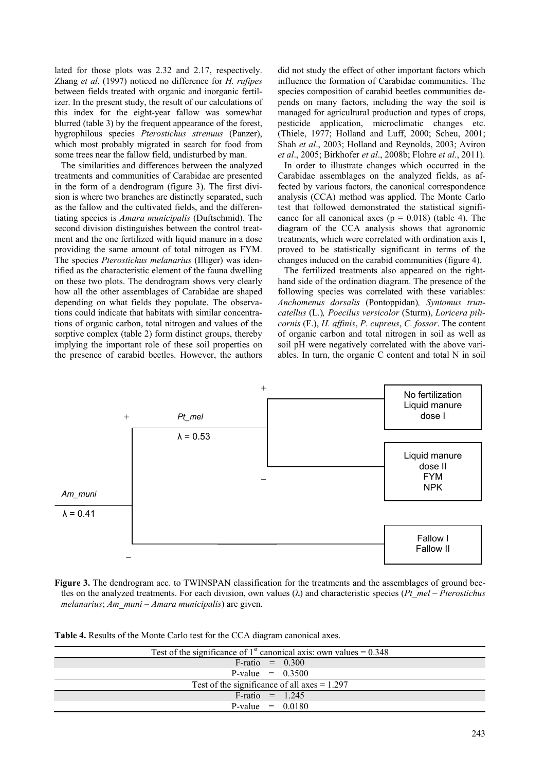lated for those plots was 2.32 and 2.17, respectively. Zhang *et al*. (1997) noticed no difference for *H. rufipes* between fields treated with organic and inorganic fertilizer. In the present study, the result of our calculations of this index for the eight-year fallow was somewhat blurred (table 3) by the frequent appearance of the forest, hygrophilous species *Pterostichus strenuus* (Panzer), which most probably migrated in search for food from some trees near the fallow field, undisturbed by man.

The similarities and differences between the analyzed treatments and communities of Carabidae are presented in the form of a dendrogram (figure 3). The first division is where two branches are distinctly separated, such as the fallow and the cultivated fields, and the differentiating species is *Amara municipalis* (Duftschmid). The second division distinguishes between the control treatment and the one fertilized with liquid manure in a dose providing the same amount of total nitrogen as FYM. The species *Pterostichus melanarius* (Illiger) was identified as the characteristic element of the fauna dwelling on these two plots. The dendrogram shows very clearly how all the other assemblages of Carabidae are shaped depending on what fields they populate. The observations could indicate that habitats with similar concentrations of organic carbon, total nitrogen and values of the sorptive complex (table 2) form distinct groups, thereby implying the important role of these soil properties on the presence of carabid beetles. However, the authors did not study the effect of other important factors which influence the formation of Carabidae communities. The species composition of carabid beetles communities depends on many factors, including the way the soil is managed for agricultural production and types of crops, pesticide application, microclimatic changes etc. (Thiele, 1977; Holland and Luff, 2000; Scheu, 2001; Shah *et al*., 2003; Holland and Reynolds, 2003; Aviron *et al*., 2005; Birkhofer *et al*., 2008b; Flohre *et al*., 2011).

In order to illustrate changes which occurred in the Carabidae assemblages on the analyzed fields, as affected by various factors, the canonical correspondence analysis (CCA) method was applied. The Monte Carlo test that followed demonstrated the statistical significance for all canonical axes ($p = 0.018$) (table 4). The diagram of the CCA analysis shows that agronomic treatments, which were correlated with ordination axis I, proved to be statistically significant in terms of the changes induced on the carabid communities (figure 4).

The fertilized treatments also appeared on the right-hand side of the ordination diagram. The presence of the following species was correlated with these variables: *Anchomenus dorsalis* (Pontoppidan), *Syntomus truncatellus* (L.), *Poecilus versicolor* (Sturm), *Loricera pilicornis* (F.), *H. affinis*, *P. cupreus*, *C. fossor*. The content of organic carbon and total nitrogen in soil as well as soil pH were negatively correlated with the above variables. In turn, the organic C content and total N in soil

```
                              +
                 +     Pt_mel         ┌──────────── No fertilization
                   ┌──────────────────┤             Liquid manure dose I
                   │   λ = 0.53       │
                   │                  └──────────── Liquid manure dose II
 Am_muni           │                  −             FYM
───────────────────┤                                NPK
 λ = 0.41          │
                   └─────────────────────────────── Fallow I
                 −                                  Fallow II
```

**Figure 3.** The dendrogram acc. to TWINSPAN classification for the treatments and the assemblages of ground beetles on the analyzed treatments. For each division, own values (λ) and characteristic species (*Pt_mel* – *Pterostichus melanarius*; *Am_muni* – *Amara municipalis*) are given.

**Table 4.** Results of the Monte Carlo test for the CCA diagram canonical axes.

| Test of the significance of 1st canonical axis: own values = 0.348 |
|---|
| F-ratio = 0.300 |
| P-value = 0.3500 |
| Test of the significance of all axes = 1.297 |
| F-ratio = 1.245 |
| P-value = 0.0180 |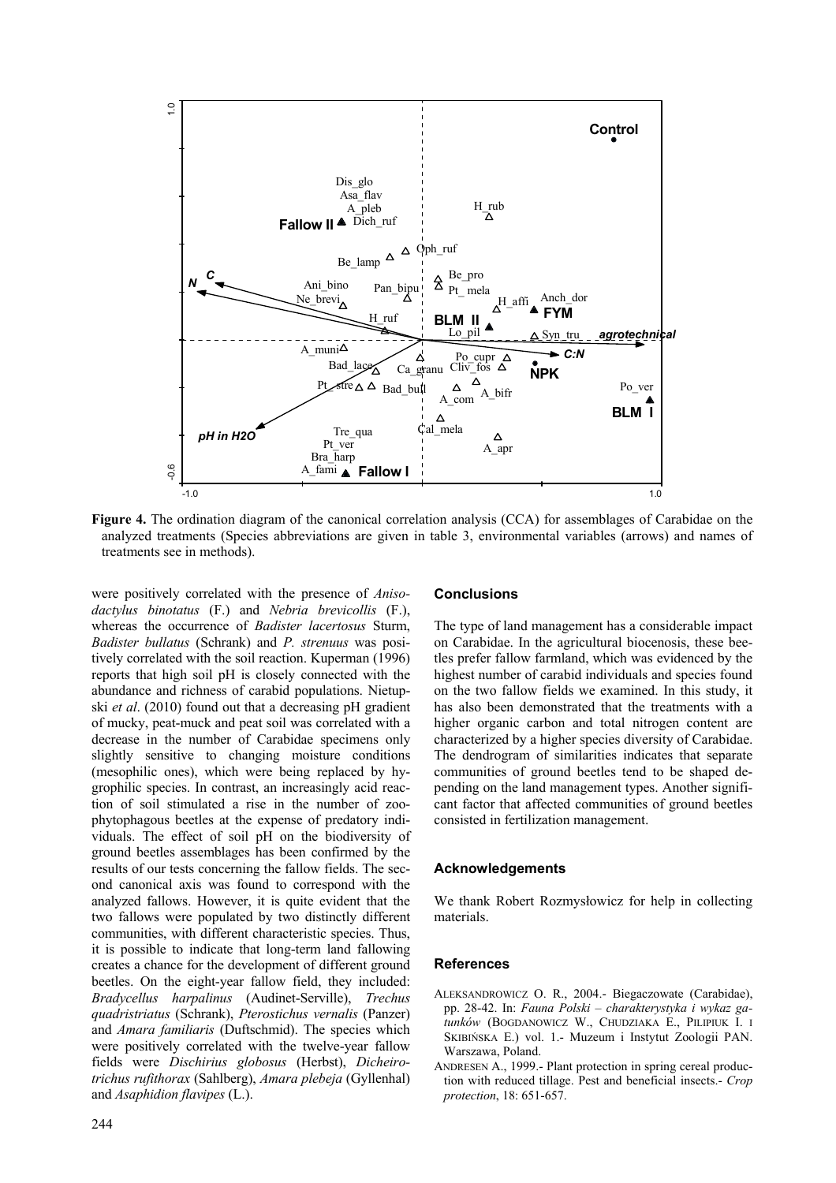**Figure 4.** The ordination diagram of the canonical correlation analysis (CCA) for assemblages of Carabidae on the analyzed treatments (Species abbreviations are given in table 3, environmental variables (arrows) and names of treatments see in methods).

were positively correlated with the presence of *Anisodactylus binotatus* (F.) and *Nebria brevicollis* (F.), whereas the occurrence of *Badister lacertosus* Sturm, *Badister bullatus* (Schrank) and *P. strenuus* was positively correlated with the soil reaction. Kuperman (1996) reports that high soil pH is closely connected with the abundance and richness of carabid populations. Nietupski *et al*. (2010) found out that a decreasing pH gradient of mucky, peat-muck and peat soil was correlated with a decrease in the number of Carabidae specimens only slightly sensitive to changing moisture conditions (mesophilic ones), which were being replaced by hygrophilic species. In contrast, an increasingly acid reaction of soil stimulated a rise in the number of zoophytophagous beetles at the expense of predatory individuals. The effect of soil pH on the biodiversity of ground beetles assemblages has been confirmed by the results of our tests concerning the fallow fields. The second canonical axis was found to correspond with the analyzed fallows. However, it is quite evident that the two fallows were populated by two distinctly different communities, with different characteristic species. Thus, it is possible to indicate that long-term land fallowing creates a chance for the development of different ground beetles. On the eight-year fallow field, they included: *Bradycellus harpalinus* (Audinet-Serville), *Trechus quadristriatus* (Schrank), *Pterostichus vernalis* (Panzer) and *Amara familiaris* (Duftschmid). The species which were positively correlated with the twelve-year fallow fields were *Dischirius globosus* (Herbst), *Dicheirotrichus rufithorax* (Sahlberg), *Amara plebeja* (Gyllenhal) and *Asaphidion flavipes* (L.).

## Conclusions

The type of land management has a considerable impact on Carabidae. In the agricultural biocenosis, these beetles prefer fallow farmland, which was evidenced by the highest number of carabid individuals and species found on the two fallow fields we examined. In this study, it has also been demonstrated that the treatments with a higher organic carbon and total nitrogen content are characterized by a higher species diversity of Carabidae. The dendrogram of similarities indicates that separate communities of ground beetles tend to be shaped depending on the land management types. Another significant factor that affected communities of ground beetles consisted in fertilization management.

## Acknowledgements

We thank Robert Rozmysłowicz for help in collecting materials.

## References

ALEKSANDROWICZ O. R., 2004.- Biegaczowate (Carabidae), pp. 28-42. In: *Fauna Polski – charakterystyka i wykaz gatunków* (BOGDANOWICZ W., CHUDZIAKA E., PILIPIUK I. I SKIBIŃSKA E.) vol. 1.- Muzeum i Instytut Zoologii PAN. Warszawa, Poland.

ANDRESEN A., 1999.- Plant protection in spring cereal production with reduced tillage. Pest and beneficial insects.- *Crop protection*, 18: 651-657.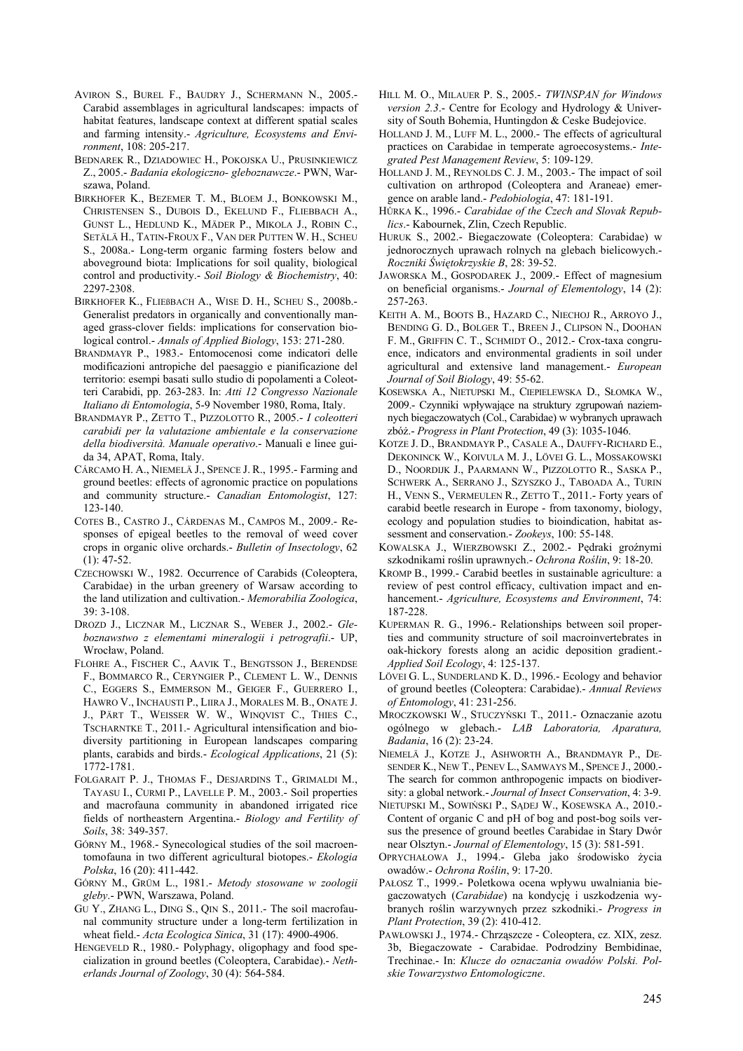AVIRON S., BUREL F., BAUDRY J., SCHERMANN N., 2005.- Carabid assemblages in agricultural landscapes: impacts of habitat features, landscape context at different spatial scales and farming intensity.- *Agriculture, Ecosystems and Environment*, 108: 205-217.

BEDNAREK R., DZIADOWIEC H., POKOJSKA U., PRUSINKIEWICZ Z., 2005.- *Badania ekologiczno- gleboznawcze*.- PWN, Warszawa, Poland.

BIRKHOFER K., BEZEMER T. M., BLOEM J., BONKOWSKI M., CHRISTENSEN S., DUBOIS D., EKELUND F., FLIEBBACH A., GUNST L., HEDLUND K., MÄDER P., MIKOLA J., ROBIN C., SETÄLÄ H., TATIN-FROUX F., VAN DER PUTTEN W. H., SCHEU S., 2008a.- Long-term organic farming fosters below and aboveground biota: Implications for soil quality, biological control and productivity.- *Soil Biology & Biochemistry*, 40: 2297-2308.

BIRKHOFER K., FLIEßBACH A., WISE D. H., SCHEU S., 2008b.- Generalist predators in organically and conventionally managed grass-clover fields: implications for conservation biological control.- *Annals of Applied Biology*, 153: 271-280.

BRANDMAYR P., 1983.- Entomocenosi come indicatori delle modificazioni antropiche del paesaggio e pianificazione del territorio: esempi basati sullo studio di popolamenti a Coleotteri Carabidi, pp. 263-283. In: *Atti 12 Congresso Nazionale Italiano di Entomologia*, 5-9 November 1980, Roma, Italy.

BRANDMAYR P., ZETTO T., PIZZOLOTTO R., 2005.- *I coleotteri carabidi per la valutazione ambientale e la conservazione della biodiversità. Manuale operativo*.- Manuali e linee guida 34, APAT, Roma, Italy.

CÁRCAMO H. A., NIEMELÄ J., SPENCE J. R., 1995.- Farming and ground beetles: effects of agronomic practice on populations and community structure.- *Canadian Entomologist*, 127: 123-140.

COTES B., CASTRO J., CÁRDENAS M., CAMPOS M., 2009.- Responses of epigeal beetles to the removal of weed cover crops in organic olive orchards.- *Bulletin of Insectology*, 62 (1): 47-52.

CZECHOWSKI W., 1982. Occurrence of Carabids (Coleoptera, Carabidae) in the urban greenery of Warsaw according to the land utilization and cultivation.- *Memorabilia Zoologica*, 39: 3-108.

DROZD J., LICZNAR M., LICZNAR S., WEBER J., 2002.- *Gleboznawstwo z elementami mineralogii i petrografii*.- UP, Wrocław, Poland.

FLOHRE A., FISCHER C., AAVIK T., BENGTSSON J., BERENDSE F., BOMMARCO R., CERYNGIER P., CLEMENT L. W., DENNIS C., EGGERS S., EMMERSON M., GEIGER F., GUERRERO I., HAWRO V., INCHAUSTI P., LIIRA J., MORALES M. B., ONATE J. J., PÄRT T., WEISSER W. W., WINQVIST C., THIES C., TSCHARNTKE T., 2011.- Agricultural intensification and biodiversity partitioning in European landscapes comparing plants, carabids and birds.- *Ecological Applications*, 21 (5): 1772-1781.

FOLGARAIT P. J., THOMAS F., DESJARDINS T., GRIMALDI M., TAYASU I., CURMI P., LAVELLE P. M., 2003.- Soil properties and macrofauna community in abandoned irrigated rice fields of northeastern Argentina.- *Biology and Fertility of Soils*, 38: 349-357.

GÓRNY M., 1968.- Synecological studies of the soil macroentomofauna in two different agricultural biotopes.- *Ekologia Polska*, 16 (20): 411-442.

GÓRNY M., GRÜM L., 1981.- *Metody stosowane w zoologii gleby*.- PWN, Warszawa, Poland.

GU Y., ZHANG L., DING S., QIN S., 2011.- The soil macrofaunal community structure under a long-term fertilization in wheat field.- *Acta Ecologica Sinica*, 31 (17): 4900-4906.

HENGEVELD R., 1980.- Polyphagy, oligophagy and food specialization in ground beetles (Coleoptera, Carabidae).- *Netherlands Journal of Zoology*, 30 (4): 564-584.

HILL M. O., MILAUER P. S., 2005.- *TWINSPAN for Windows version 2.3*.- Centre for Ecology and Hydrology & University of South Bohemia, Huntingdon & Ceske Budejovice.

HOLLAND J. M., LUFF M. L., 2000.- The effects of agricultural practices on Carabidae in temperate agroecosystems.- *Integrated Pest Management Review*, 5: 109-129.

HOLLAND J. M., REYNOLDS C. J. M., 2003.- The impact of soil cultivation on arthropod (Coleoptera and Araneae) emergence on arable land.- *Pedobiologia*, 47: 181-191.

HŮRKA K., 1996.- *Carabidae of the Czech and Slovak Republics*.- Kabournek, Zlin, Czech Republic.

HURUK S., 2002.- Biegaczowate (Coleoptera: Carabidae) w jednorocznych uprawach rolnych na glebach bielicowych.- *Roczniki Świętokrzyskie B*, 28: 39-52.

JAWORSKA M., GOSPODAREK J., 2009.- Effect of magnesium on beneficial organisms.- *Journal of Elementology*, 14 (2): 257-263.

KEITH A. M., BOOTS B., HAZARD C., NIECHOJ R., ARROYO J., BENDING G. D., BOLGER T., BREEN J., CLIPSON N., DOOHAN F. M., GRIFFIN C. T., SCHMIDT O., 2012.- Crox-taxa congruence, indicators and environmental gradients in soil under agricultural and extensive land management.- *European Journal of Soil Biology*, 49: 55-62.

KOSEWSKA A., NIETUPSKI M., CIEPIELEWSKA D., SŁOMKA W., 2009.- Czynniki wpływające na struktury zgrupowań naziemnych biegaczowatych (Col., Carabidae) w wybranych uprawach zbóż.- *Progress in Plant Protection*, 49 (3): 1035-1046.

KOTZE J. D., BRANDMAYR P., CASALE A., DAUFFY-RICHARD E., DEKONINCK W., KOIVULA M. J., LÖVEI G. L., MOSSAKOWSKI D., NOORDIJK J., PAARMANN W., PIZZOLOTTO R., SASKA P., SCHWERK A., SERRANO J., SZYSZKO J., TABOADA A., TURIN H., VENN S., VERMEULEN R., ZETTO T., 2011.- Forty years of carabid beetle research in Europe - from taxonomy, biology, ecology and population studies to bioindication, habitat assessment and conservation.- *Zookeys*, 100: 55-148.

KOWALSKA J., WIERZBOWSKI Z., 2002.- Pędraki groźnymi szkodnikami roślin uprawnych.- *Ochrona Roślin*, 9: 18-20.

KROMP B., 1999.- Carabid beetles in sustainable agriculture: a review of pest control efficacy, cultivation impact and enhancement.- *Agriculture, Ecosystems and Environment*, 74: 187-228.

KUPERMAN R. G., 1996.- Relationships between soil properties and community structure of soil macroinvertebrates in oak-hickory forests along an acidic deposition gradient.- *Applied Soil Ecology*, 4: 125-137.

LÖVEI G. L., SUNDERLAND K. D., 1996.- Ecology and behavior of ground beetles (Coleoptera: Carabidae).- *Annual Reviews of Entomology*, 41: 231-256.

MROCZKOWSKI W., STUCZYŃSKI T., 2011.- Oznaczanie azotu ogólnego w glebach.- *LAB Laboratoria, Aparatura, Badania*, 16 (2): 23-24.

NIEMELÄ J., KOTZE J., ASHWORTH A., BRANDMAYR P., DESENDER K., NEW T., PENEV L., SAMWAYS M., SPENCE J., 2000.- The search for common anthropogenic impacts on biodiversity: a global network.- *Journal of Insect Conservation*, 4: 3-9.

NIETUPSKI M., SOWIŃSKI P., SĄDEJ W., KOSEWSKA A., 2010.- Content of organic C and pH of bog and post-bog soils versus the presence of ground beetles Carabidae in Stary Dwór near Olsztyn.- *Journal of Elementology*, 15 (3): 581-591.

OPRYCHAŁOWA J., 1994.- Gleba jako środowisko życia owadów.- *Ochrona Roślin*, 9: 17-20.

PAŁOSZ T., 1999.- Poletkowa ocena wpływu uwalniania biegaczowatych (*Carabidae*) na kondycję i uszkodzenia wybranych roślin warzywnych przez szkodniki.- *Progress in Plant Protection*, 39 (2): 410-412.

PAWŁOWSKI J., 1974.- Chrząszcze - Coleoptera, cz. XIX, zesz. 3b, Biegaczowate - Carabidae. Podrodziny Bembidinae, Trechinae.- In: *Klucze do oznaczania owadów Polski. Polskie Towarzystwo Entomologiczne*.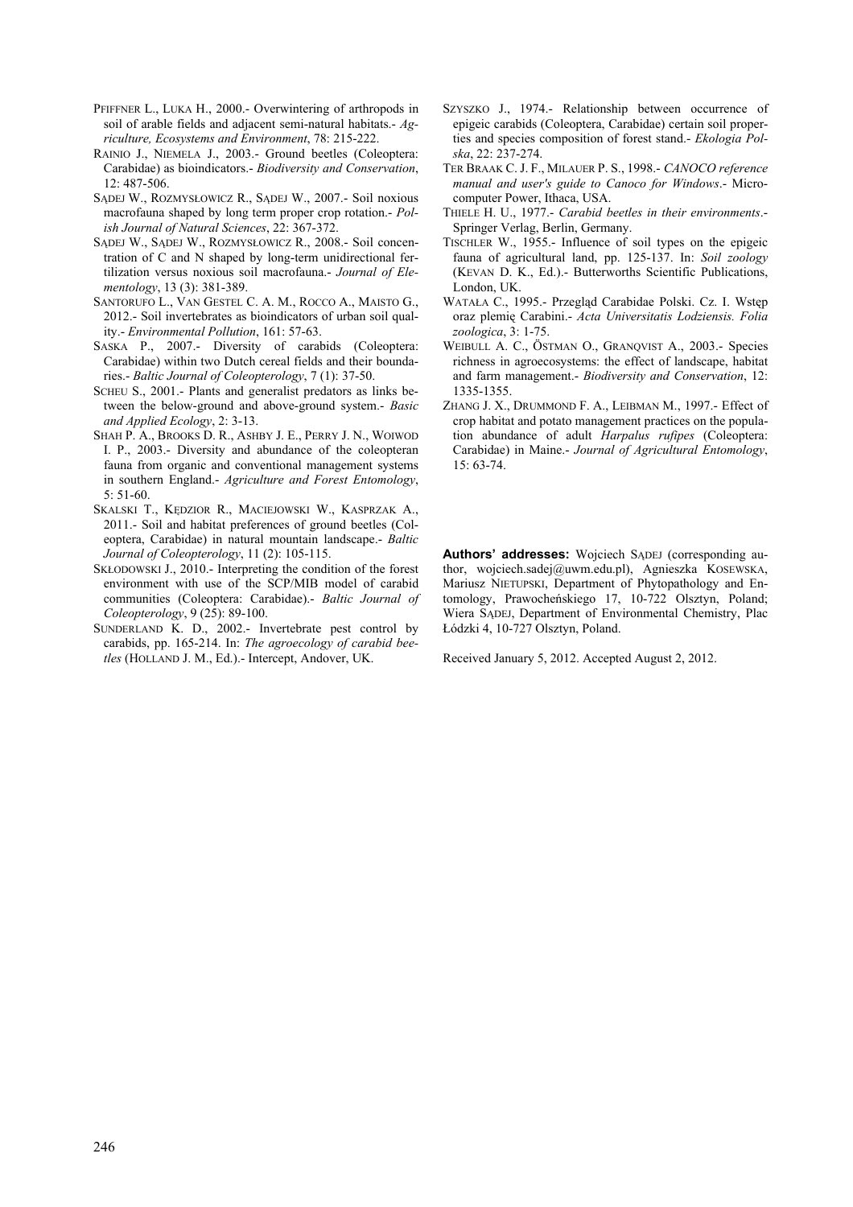PFIFFNER L., LUKA H., 2000.- Overwintering of arthropods in soil of arable fields and adjacent semi-natural habitats.- *Agriculture, Ecosystems and Environment*, 78: 215-222.

RAINIO J., NIEMELA J., 2003.- Ground beetles (Coleoptera: Carabidae) as bioindicators.- *Biodiversity and Conservation*, 12: 487-506.

SĄDEJ W., ROZMYSŁOWICZ R., SĄDEJ W., 2007.- Soil noxious macrofauna shaped by long term proper crop rotation.- *Polish Journal of Natural Sciences*, 22: 367-372.

SĄDEJ W., SĄDEJ W., ROZMYSŁOWICZ R., 2008.- Soil concentration of C and N shaped by long-term unidirectional fertilization versus noxious soil macrofauna.- *Journal of Elementology*, 13 (3): 381-389.

SANTORUFO L., VAN GESTEL C. A. M., ROCCO A., MAISTO G., 2012.- Soil invertebrates as bioindicators of urban soil quality.- *Environmental Pollution*, 161: 57-63.

SASKA P., 2007.- Diversity of carabids (Coleoptera: Carabidae) within two Dutch cereal fields and their boundaries.- *Baltic Journal of Coleopterology*, 7 (1): 37-50.

SCHEU S., 2001.- Plants and generalist predators as links between the below-ground and above-ground system.- *Basic and Applied Ecology*, 2: 3-13.

SHAH P. A., BROOKS D. R., ASHBY J. E., PERRY J. N., WOIWOD I. P., 2003.- Diversity and abundance of the coleopteran fauna from organic and conventional management systems in southern England.- *Agriculture and Forest Entomology*, 5: 51-60.

SKALSKI T., KĘDZIOR R., MACIEJOWSKI W., KASPRZAK A., 2011.- Soil and habitat preferences of ground beetles (Coleoptera, Carabidae) in natural mountain landscape.- *Baltic Journal of Coleopterology*, 11 (2): 105-115.

SKŁODOWSKI J., 2010.- Interpreting the condition of the forest environment with use of the SCP/MIB model of carabid communities (Coleoptera: Carabidae).- *Baltic Journal of Coleopterology*, 9 (25): 89-100.

SUNDERLAND K. D., 2002.- Invertebrate pest control by carabids, pp. 165-214. In: *The agroecology of carabid beetles* (HOLLAND J. M., Ed.).- Intercept, Andover, UK.

SZYSZKO J., 1974.- Relationship between occurrence of epigeic carabids (Coleoptera, Carabidae) certain soil properties and species composition of forest stand.- *Ekologia Polska*, 22: 237-274.

TER BRAAK C. J. F., MILAUER P. S., 1998.- *CANOCO reference manual and user's guide to Canoco for Windows*.- Microcomputer Power, Ithaca, USA.

THIELE H. U., 1977.- *Carabid beetles in their environments*.- Springer Verlag, Berlin, Germany.

TISCHLER W., 1955.- Influence of soil types on the epigeic fauna of agricultural land, pp. 125-137. In: *Soil zoology* (KEVAN D. K., Ed.).- Butterworths Scientific Publications, London, UK.

WATAŁA C., 1995.- Przegląd Carabidae Polski. Cz. I. Wstęp oraz plemię Carabini.- *Acta Universitatis Lodziensis. Folia zoologica*, 3: 1-75.

WEIBULL A. C., ÖSTMAN O., GRANQVIST A., 2003.- Species richness in agroecosystems: the effect of landscape, habitat and farm management.- *Biodiversity and Conservation*, 12: 1335-1355.

ZHANG J. X., DRUMMOND F. A., LEIBMAN M., 1997.- Effect of crop habitat and potato management practices on the population abundance of adult *Harpalus rufipes* (Coleoptera: Carabidae) in Maine.- *Journal of Agricultural Entomology*, 15: 63-74.

**Authors' addresses:** Wojciech SĄDEJ (corresponding author, wojciech.sadej@uwm.edu.pl), Agnieszka KOSEWSKA, Mariusz NIETUPSKI, Department of Phytopathology and Entomology, Prawocheńskiego 17, 10-722 Olsztyn, Poland; Wiera SĄDEJ, Department of Environmental Chemistry, Plac Łódzki 4, 10-727 Olsztyn, Poland.

Received January 5, 2012. Accepted August 2, 2012.